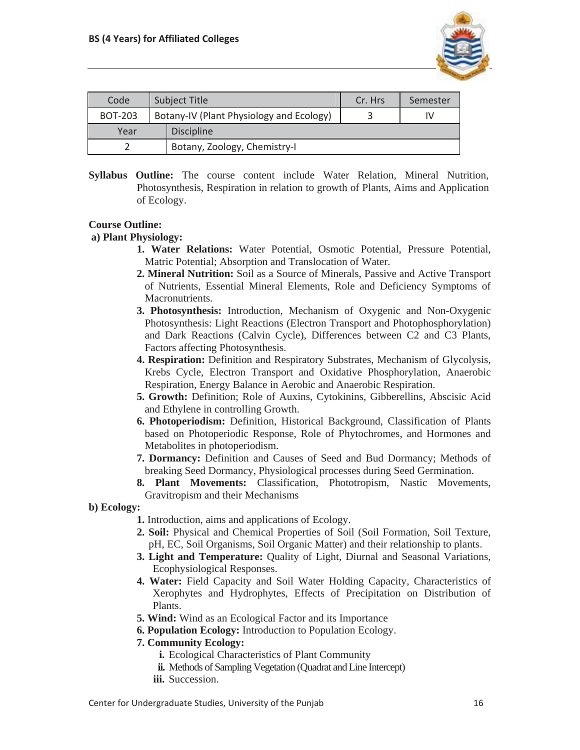| Code | Subject Title | | Cr. Hrs | Semester |
|---|---|---|---|---|
| BOT-203 | Botany-IV (Plant Physiology and Ecology) | | 3 | IV |
| Year | | Discipline | | |
| 2 | | Botany, Zoology, Chemistry-I | | |

**Syllabus Outline:** The course content include Water Relation, Mineral Nutrition, Photosynthesis, Respiration in relation to growth of Plants, Aims and Application of Ecology.

**Course Outline:**

**a) Plant Physiology:**

1. **Water Relations:** Water Potential, Osmotic Potential, Pressure Potential, Matric Potential; Absorption and Translocation of Water.
2. **Mineral Nutrition:** Soil as a Source of Minerals, Passive and Active Transport of Nutrients, Essential Mineral Elements, Role and Deficiency Symptoms of Macronutrients.
3. **Photosynthesis:** Introduction, Mechanism of Oxygenic and Non-Oxygenic Photosynthesis: Light Reactions (Electron Transport and Photophosphorylation) and Dark Reactions (Calvin Cycle), Differences between C2 and C3 Plants, Factors affecting Photosynthesis.
4. **Respiration:** Definition and Respiratory Substrates, Mechanism of Glycolysis, Krebs Cycle, Electron Transport and Oxidative Phosphorylation, Anaerobic Respiration, Energy Balance in Aerobic and Anaerobic Respiration.
5. **Growth:** Definition; Role of Auxins, Cytokinins, Gibberellins, Abscisic Acid and Ethylene in controlling Growth.
6. **Photoperiodism:** Definition, Historical Background, Classification of Plants based on Photoperiodic Response, Role of Phytochromes, and Hormones and Metabolites in photoperiodism.
7. **Dormancy:** Definition and Causes of Seed and Bud Dormancy; Methods of breaking Seed Dormancy, Physiological processes during Seed Germination.
8. **Plant Movements:** Classification, Phototropism, Nastic Movements, Gravitropism and their Mechanisms

**b) Ecology:**

1. Introduction, aims and applications of Ecology.
2. **Soil:** Physical and Chemical Properties of Soil (Soil Formation, Soil Texture, pH, EC, Soil Organisms, Soil Organic Matter) and their relationship to plants.
3. **Light and Temperature:** Quality of Light, Diurnal and Seasonal Variations, Ecophysiological Responses.
4. **Water:** Field Capacity and Soil Water Holding Capacity, Characteristics of Xerophytes and Hydrophytes, Effects of Precipitation on Distribution of Plants.
5. **Wind:** Wind as an Ecological Factor and its Importance
6. **Population Ecology:** Introduction to Population Ecology.
7. **Community Ecology:**
   - **i.** Ecological Characteristics of Plant Community
   - **ii.** Methods of Sampling Vegetation (Quadrat and Line Intercept)
   - **iii.** Succession.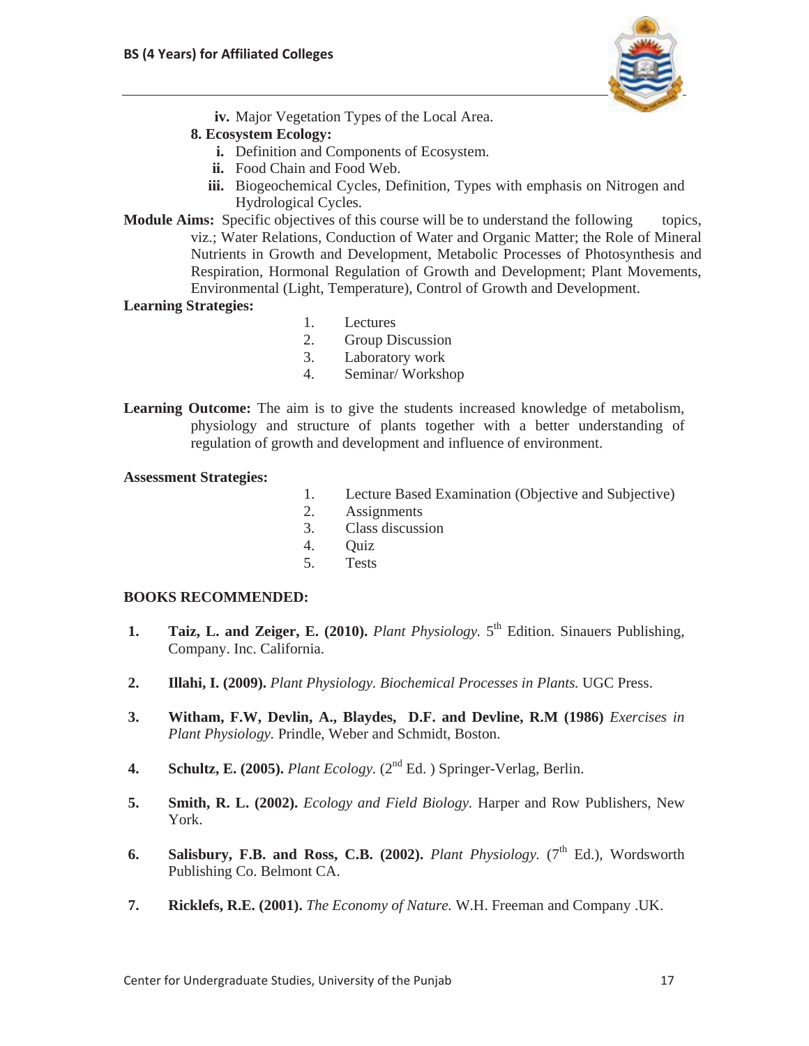- **iv.** Major Vegetation Types of the Local Area.

**8. Ecosystem Ecology:**

   - **i.** Definition and Components of Ecosystem.
   - **ii.** Food Chain and Food Web.
   - **iii.** Biogeochemical Cycles, Definition, Types with emphasis on Nitrogen and Hydrological Cycles.

**Module Aims:** Specific objectives of this course will be to understand the following topics, viz.; Water Relations, Conduction of Water and Organic Matter; the Role of Mineral Nutrients in Growth and Development, Metabolic Processes of Photosynthesis and Respiration, Hormonal Regulation of Growth and Development; Plant Movements, Environmental (Light, Temperature), Control of Growth and Development.

**Learning Strategies:**

1. Lectures
2. Group Discussion
3. Laboratory work
4. Seminar/ Workshop

**Learning Outcome:** The aim is to give the students increased knowledge of metabolism, physiology and structure of plants together with a better understanding of regulation of growth and development and influence of environment.

**Assessment Strategies:**

1. Lecture Based Examination (Objective and Subjective)
2. Assignments
3. Class discussion
4. Quiz
5. Tests

**BOOKS RECOMMENDED:**

1. **Taiz, L. and Zeiger, E. (2010).** *Plant Physiology.* 5th Edition. Sinauers Publishing, Company. Inc. California.
2. **Illahi, I. (2009).** *Plant Physiology. Biochemical Processes in Plants.* UGC Press.
3. **Witham, F.W, Devlin, A., Blaydes, D.F. and Devline, R.M (1986)** *Exercises in Plant Physiology.* Prindle, Weber and Schmidt, Boston.
4. **Schultz, E. (2005).** *Plant Ecology.* (2nd Ed. ) Springer-Verlag, Berlin.
5. **Smith, R. L. (2002).** *Ecology and Field Biology.* Harper and Row Publishers, New York.
6. **Salisbury, F.B. and Ross, C.B. (2002).** *Plant Physiology.* (7th Ed.), Wordsworth Publishing Co. Belmont CA.
7. **Ricklefs, R.E. (2001).** *The Economy of Nature.* W.H. Freeman and Company .UK.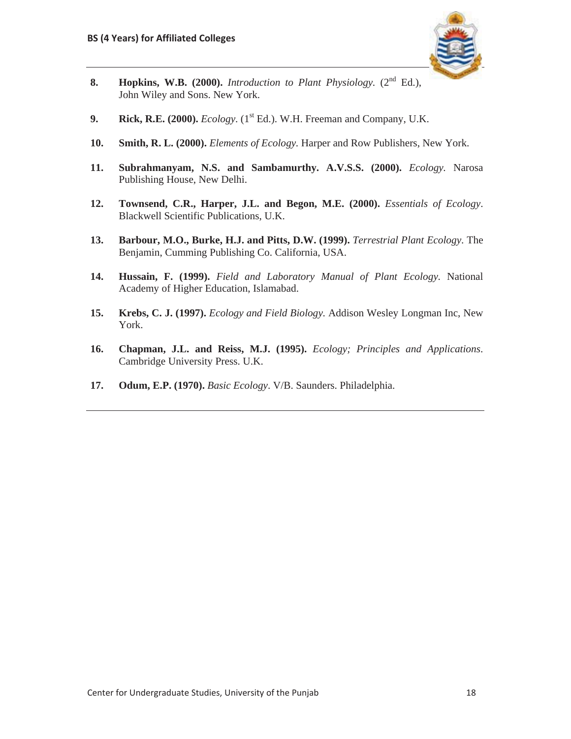8. **Hopkins, W.B. (2000).** *Introduction to Plant Physiology.* (2nd Ed.), John Wiley and Sons. New York.

9. **Rick, R.E. (2000).** *Ecology*. (1st Ed.). W.H. Freeman and Company, U.K.

10. **Smith, R. L. (2000).** *Elements of Ecology.* Harper and Row Publishers, New York.

11. **Subrahmanyam, N.S. and Sambamurthy. A.V.S.S. (2000).** *Ecology.* Narosa Publishing House, New Delhi.

12. **Townsend, C.R., Harper, J.L. and Begon, M.E. (2000).** *Essentials of Ecology*. Blackwell Scientific Publications, U.K.

13. **Barbour, M.O., Burke, H.J. and Pitts, D.W. (1999).** *Terrestrial Plant Ecology*. The Benjamin, Cumming Publishing Co. California, USA.

14. **Hussain, F. (1999).** *Field and Laboratory Manual of Plant Ecology.* National Academy of Higher Education, Islamabad.

15. **Krebs, C. J. (1997).** *Ecology and Field Biology.* Addison Wesley Longman Inc, New York.

16. **Chapman, J.L. and Reiss, M.J. (1995).** *Ecology; Principles and Applications*. Cambridge University Press. U.K.

17. **Odum, E.P. (1970).** *Basic Ecology*. V/B. Saunders. Philadelphia.